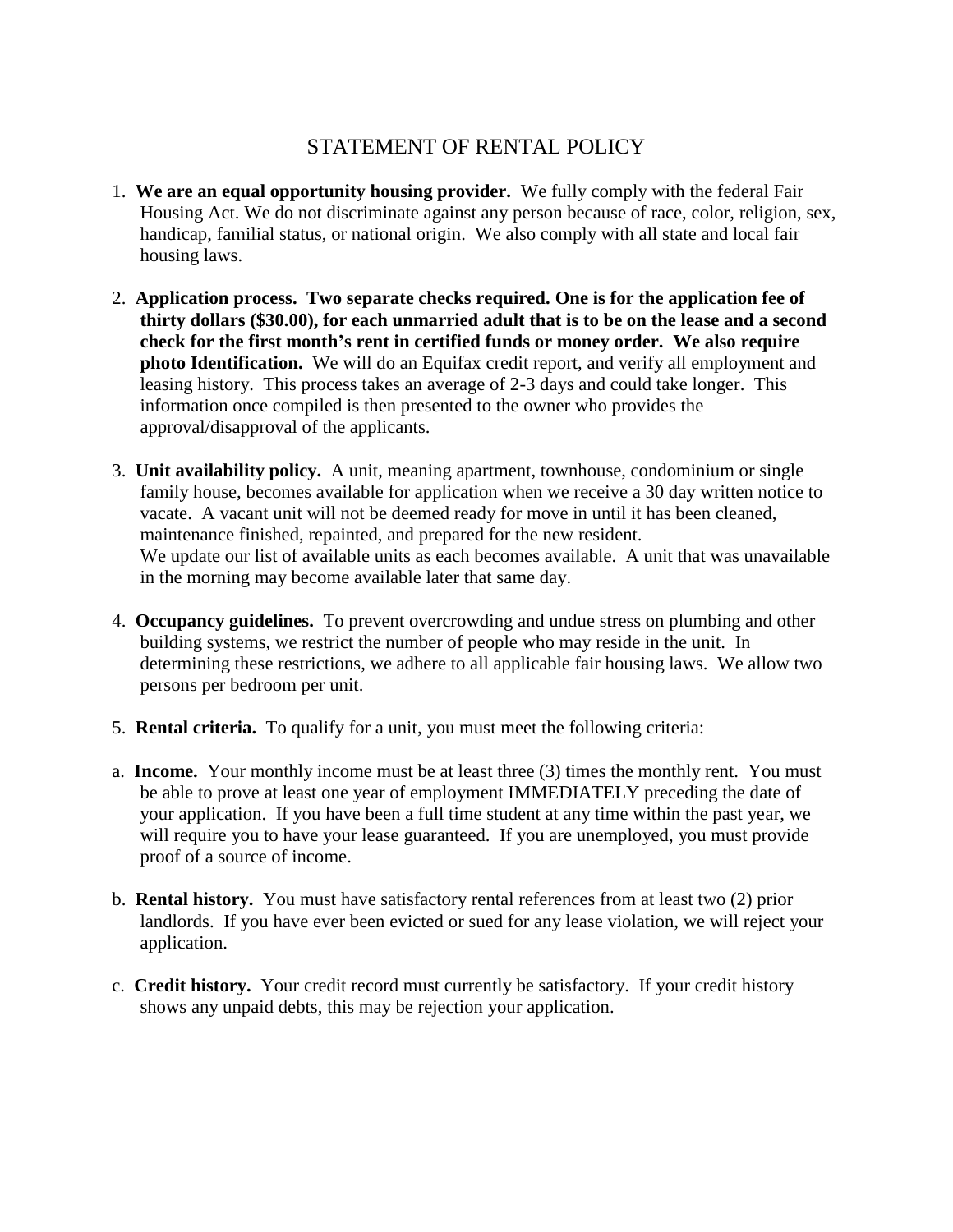# STATEMENT OF RENTAL POLICY

1. **We are an equal opportunity housing provider.** We fully comply with the federal Fair Housing Act. We do not discriminate against any person because of race, color, religion, sex, handicap, familial status, or national origin. We also comply with all state and local fair housing laws.

2. **Application process. Two separate checks required. One is for the application fee of thirty dollars ($30.00), for each unmarried adult that is to be on the lease and a second check for the first month's rent in certified funds or money order. We also require photo Identification.** We will do an Equifax credit report, and verify all employment and leasing history. This process takes an average of 2-3 days and could take longer. This information once compiled is then presented to the owner who provides the approval/disapproval of the applicants.

3. **Unit availability policy.** A unit, meaning apartment, townhouse, condominium or single family house, becomes available for application when we receive a 30 day written notice to vacate. A vacant unit will not be deemed ready for move in until it has been cleaned, maintenance finished, repainted, and prepared for the new resident.
   We update our list of available units as each becomes available. A unit that was unavailable in the morning may become available later that same day.

4. **Occupancy guidelines.** To prevent overcrowding and undue stress on plumbing and other building systems, we restrict the number of people who may reside in the unit. In determining these restrictions, we adhere to all applicable fair housing laws. We allow two persons per bedroom per unit.

5. **Rental criteria.** To qualify for a unit, you must meet the following criteria:

a. **Income.** Your monthly income must be at least three (3) times the monthly rent. You must be able to prove at least one year of employment IMMEDIATELY preceding the date of your application. If you have been a full time student at any time within the past year, we will require you to have your lease guaranteed. If you are unemployed, you must provide proof of a source of income.

b. **Rental history.** You must have satisfactory rental references from at least two (2) prior landlords. If you have ever been evicted or sued for any lease violation, we will reject your application.

c. **Credit history.** Your credit record must currently be satisfactory. If your credit history shows any unpaid debts, this may be rejection your application.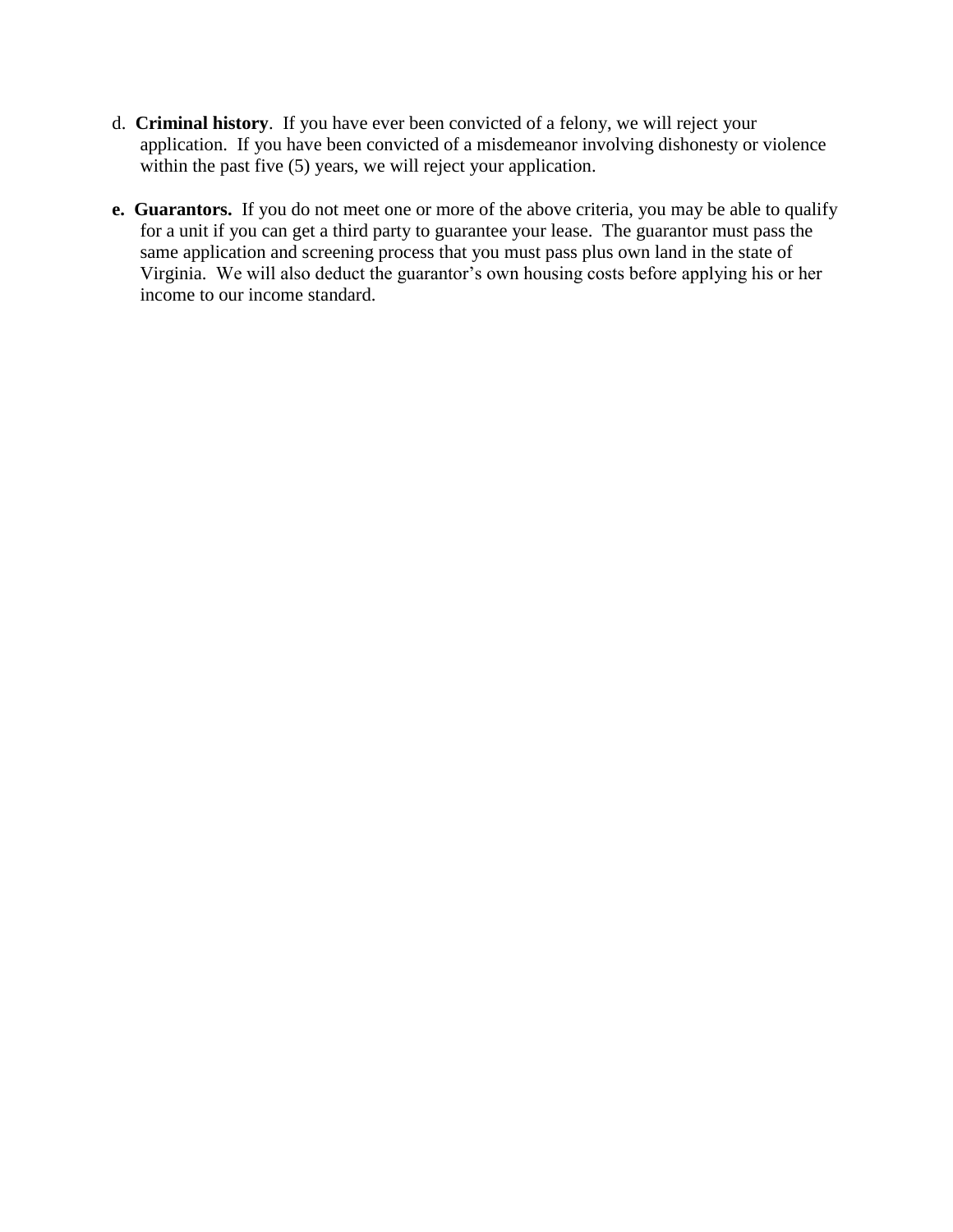d. **Criminal history**. If you have ever been convicted of a felony, we will reject your application. If you have been convicted of a misdemeanor involving dishonesty or violence within the past five (5) years, we will reject your application.

**e. Guarantors.** If you do not meet one or more of the above criteria, you may be able to qualify for a unit if you can get a third party to guarantee your lease. The guarantor must pass the same application and screening process that you must pass plus own land in the state of Virginia. We will also deduct the guarantor's own housing costs before applying his or her income to our income standard.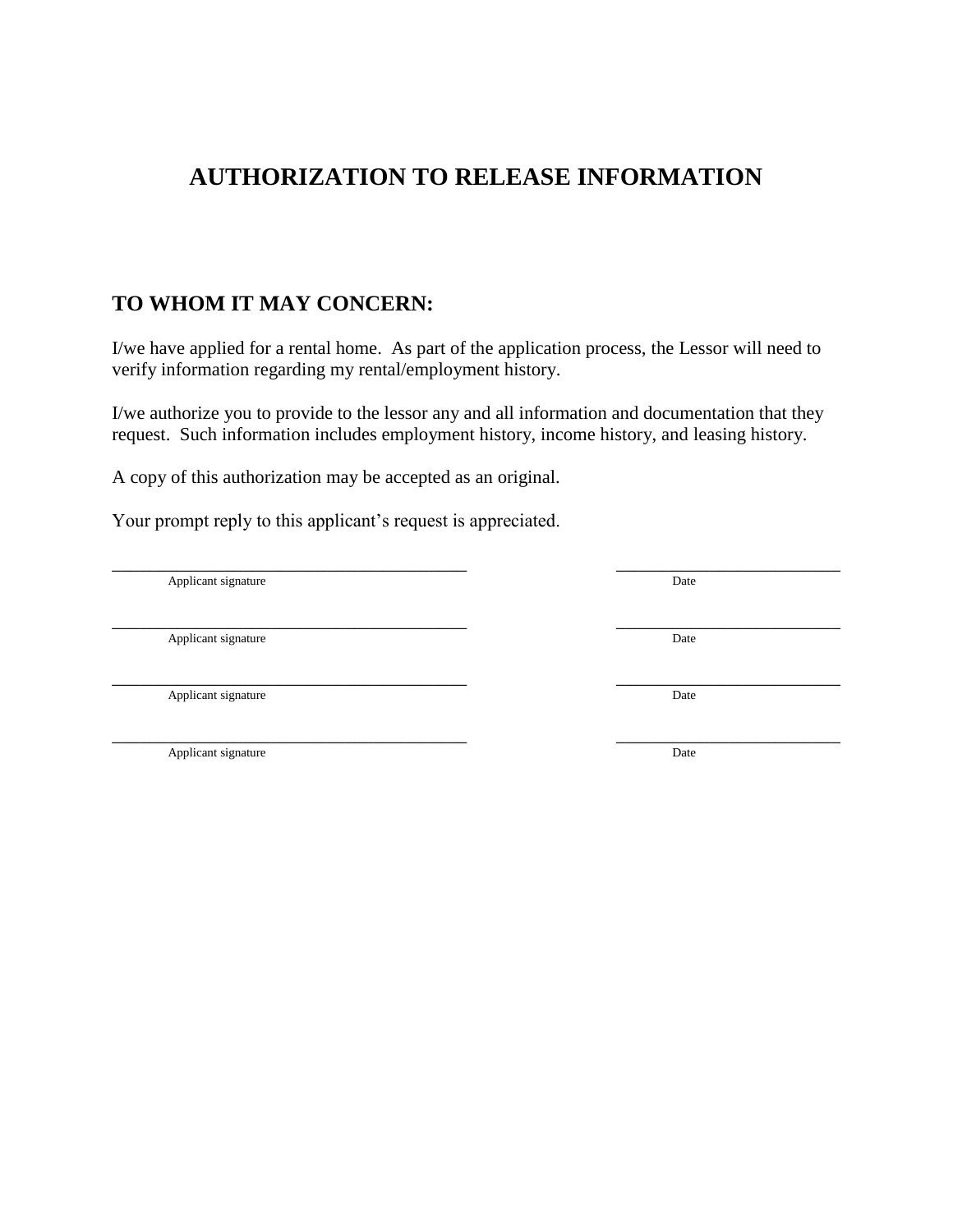# AUTHORIZATION TO RELEASE INFORMATION

## TO WHOM IT MAY CONCERN:

I/we have applied for a rental home. As part of the application process, the Lessor will need to verify information regarding my rental/employment history.

I/we authorize you to provide to the lessor any and all information and documentation that they request. Such information includes employment history, income history, and leasing history.

A copy of this authorization may be accepted as an original.

Your prompt reply to this applicant's request is appreciated.

_____________________________________________ ____________________________
Applicant signature Date

_____________________________________________ ____________________________
Applicant signature Date

_____________________________________________ ____________________________
Applicant signature Date

_____________________________________________ ____________________________
Applicant signature Date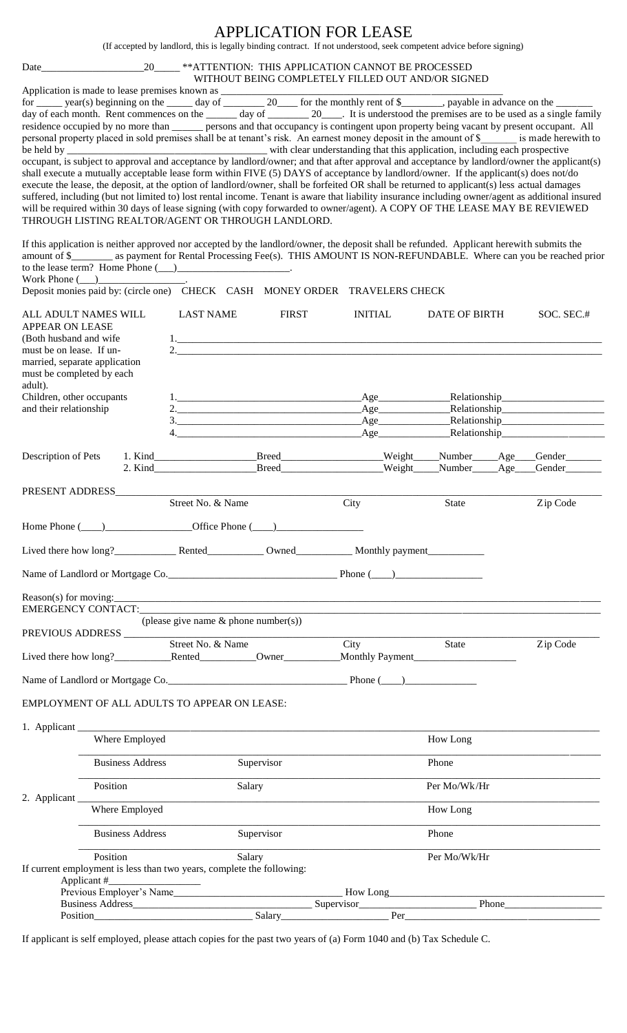# APPLICATION FOR LEASE

(If accepted by landlord, this is legally binding contract. If not understood, seek competent advice before signing)

Date____________________20_____ **ATTENTION: THIS APPLICATION CANNOT BE PROCESSED WITHOUT BEING COMPLETELY FILLED OUT AND/OR SIGNED

Application is made to lease premises known as ____________________________________________________________
for _____ year(s) beginning on the _____ day of ________ 20____ for the monthly rent of $________, payable in advance on the _______ day of each month. Rent commences on the ______ day of ________ 20____. It is understood the premises are to be used as a single family residence occupied by no more than ______ persons and that occupancy is contingent upon property being vacant by present occupant. All personal property placed in sold premises shall be at tenant's risk. An earnest money deposit in the amount of $_______ is made herewith to be held by ________________________________________ with clear understanding that this application, including each prospective occupant, is subject to approval and acceptance by landlord/owner; and that after approval and acceptance by landlord/owner the applicant(s) shall execute a mutually acceptable lease form within FIVE (5) DAYS of acceptance by landlord/owner. If the applicant(s) does not/do execute the lease, the deposit, at the option of landlord/owner, shall be forfeited OR shall be returned to applicant(s) less actual damages suffered, including (but not limited to) lost rental income. Tenant is aware that liability insurance including owner/agent as additional insured will be required within 30 days of lease signing (with copy forwarded to owner/agent). A COPY OF THE LEASE MAY BE REVIEWED THROUGH LISTING REALTOR/AGENT OR THROUGH LANDLORD.

If this application is neither approved nor accepted by the landlord/owner, the deposit shall be refunded. Applicant herewith submits the amount of $________ as payment for Rental Processing Fee(s). THIS AMOUNT IS NON-REFUNDABLE. Where can you be reached prior to the lease term? Home Phone (___)______________________.
Work Phone (___)_________________.

Deposit monies paid by: (circle one) CHECK CASH MONEY ORDER TRAVELERS CHECK

| ALL ADULT NAMES WILL APPEAR ON LEASE (Both husband and wife must be on lease. If un-married, separate application must be completed by each adult). | LAST NAME | FIRST | INITIAL | DATE OF BIRTH | SOC. SEC.# |
|---|---|---|---|---|---|
| | 1.____________ | | | | |
| | 2.____________ | | | | |

| Children, other occupants and their relationship | | | |
|---|---|---|---|
| | 1.____________ | Age______ | Relationship__________ |
| | 2.____________ | Age______ | Relationship__________ |
| | 3.____________ | Age______ | Relationship__________ |
| | 4.____________ | Age______ | Relationship__________ |

Description of Pets
1. Kind__________ Breed__________ Weight____ Number____ Age____ Gender_______
2. Kind__________ Breed__________ Weight____ Number____ Age____ Gender_______

PRESENT ADDRESS____________________________________________________________
Street No. & Name | City | State | Zip Code

Home Phone (____)______________ Office Phone (____)______________

Lived there how long?__________ Rented__________ Owned__________ Monthly payment__________

Name of Landlord or Mortgage Co.______________________________ Phone (____)______________

Reason(s) for moving:____________________________________________________________

EMERGENCY CONTACT:____________________________________________________________
(please give name & phone number(s))

PREVIOUS ADDRESS ____________________________________________________________
Street No. & Name | City | State | Zip Code

Lived there how long?__________ Rented__________ Owner__________ Monthly Payment__________________

Name of Landlord or Mortgage Co.______________________________ Phone (____)______________

EMPLOYMENT OF ALL ADULTS TO APPEAR ON LEASE:

1. Applicant ____________________________________________________________
Where Employed | How Long
____________________________________________________________
Business Address | Supervisor | Phone
____________________________________________________________
Position | Salary | Per Mo/Wk/Hr

2. Applicant ____________________________________________________________
Where Employed | How Long
____________________________________________________________
Business Address | Supervisor | Phone
____________________________________________________________
Position | Salary | Per Mo/Wk/Hr

If current employment is less than two years, complete the following:
Applicant #_________________
Previous Employer's Name______________________________ How Long______________________________
Business Address______________________________ Supervisor____________________ Phone__________________
Position______________________________ Salary____________________ Per______________________________

If applicant is self employed, please attach copies for the past two years of (a) Form 1040 and (b) Tax Schedule C.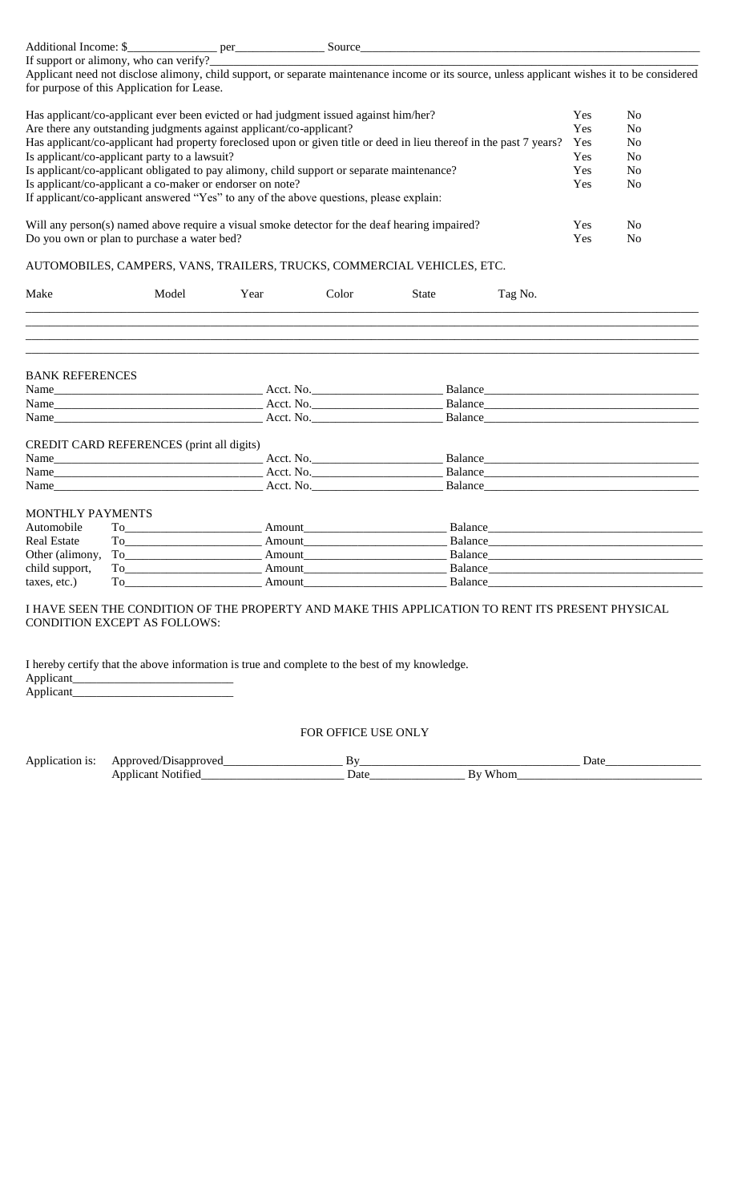Additional Income: $______________ per______________ Source______________________________________________________

If support or alimony, who can verify?______________________________________________________________________

Applicant need not disclose alimony, child support, or separate maintenance income or its source, unless applicant wishes it to be considered for purpose of this Application for Lease.

| | | |
|---|---|---|
| Has applicant/co-applicant ever been evicted or had judgment issued against him/her? | Yes | No |
| Are there any outstanding judgments against applicant/co-applicant? | Yes | No |
| Has applicant/co-applicant had property foreclosed upon or given title or deed in lieu thereof in the past 7 years? | Yes | No |
| Is applicant/co-applicant party to a lawsuit? | Yes | No |
| Is applicant/co-applicant obligated to pay alimony, child support or separate maintenance? | Yes | No |
| Is applicant/co-applicant a co-maker or endorser on note? | Yes | No |

If applicant/co-applicant answered "Yes" to any of the above questions, please explain:

| | | |
|---|---|---|
| Will any person(s) named above require a visual smoke detector for the deaf hearing impaired? | Yes | No |
| Do you own or plan to purchase a water bed? | Yes | No |

AUTOMOBILES, CAMPERS, VANS, TRAILERS, TRUCKS, COMMERCIAL VEHICLES, ETC.

| Make | Model | Year | Color | State | Tag No. |
|---|---|---|---|---|---|
| | | | | | |
| | | | | | |
| | | | | | |
| | | | | | |

BANK REFERENCES

Name________________________________ Acct. No.____________________ Balance________________________________

Name________________________________ Acct. No.____________________ Balance________________________________

Name________________________________ Acct. No.____________________ Balance________________________________

CREDIT CARD REFERENCES (print all digits)

Name________________________________ Acct. No.____________________ Balance________________________________

Name________________________________ Acct. No.____________________ Balance________________________________

Name________________________________ Acct. No.____________________ Balance________________________________

MONTHLY PAYMENTS

| | | | |
|---|---|---|---|
| Automobile | To______________________ | Amount______________________ | Balance______________________________ |
| Real Estate | To______________________ | Amount______________________ | Balance______________________________ |
| Other (alimony, | To______________________ | Amount______________________ | Balance______________________________ |
| child support, | To______________________ | Amount______________________ | Balance______________________________ |
| taxes, etc.) | To______________________ | Amount______________________ | Balance______________________________ |

I HAVE SEEN THE CONDITION OF THE PROPERTY AND MAKE THIS APPLICATION TO RENT ITS PRESENT PHYSICAL CONDITION EXCEPT AS FOLLOWS:

I hereby certify that the above information is true and complete to the best of my knowledge.

Applicant__________________________

Applicant__________________________

FOR OFFICE USE ONLY

Application is: Approved/Disapproved__________________ By__________________________________ Date________________

Applicant Notified______________________ Date_______________ By Whom______________________________